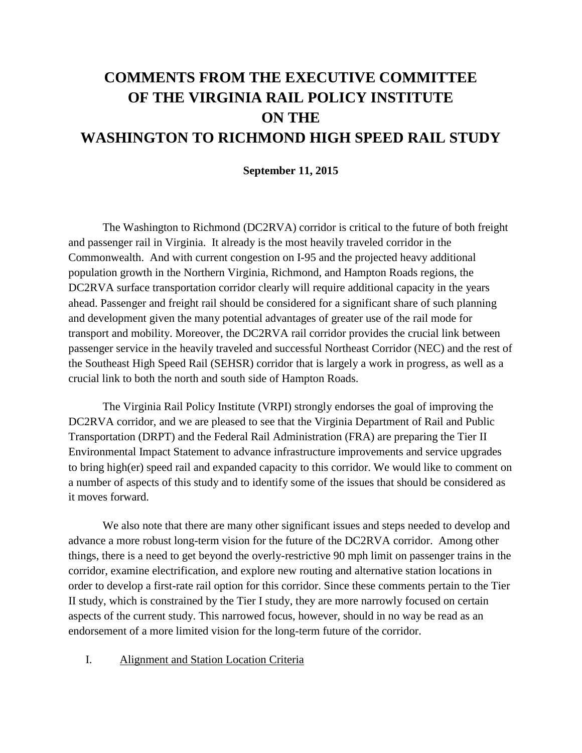# COMMENTS FROM THE EXECUTIVE COMMITTEE OF THE VIRGINIA RAIL POLICY INSTITUTE ON THE WASHINGTON TO RICHMOND HIGH SPEED RAIL STUDY

**September 11, 2015**

The Washington to Richmond (DC2RVA) corridor is critical to the future of both freight and passenger rail in Virginia. It already is the most heavily traveled corridor in the Commonwealth. And with current congestion on I-95 and the projected heavy additional population growth in the Northern Virginia, Richmond, and Hampton Roads regions, the DC2RVA surface transportation corridor clearly will require additional capacity in the years ahead. Passenger and freight rail should be considered for a significant share of such planning and development given the many potential advantages of greater use of the rail mode for transport and mobility. Moreover, the DC2RVA rail corridor provides the crucial link between passenger service in the heavily traveled and successful Northeast Corridor (NEC) and the rest of the Southeast High Speed Rail (SEHSR) corridor that is largely a work in progress, as well as a crucial link to both the north and south side of Hampton Roads.

The Virginia Rail Policy Institute (VRPI) strongly endorses the goal of improving the DC2RVA corridor, and we are pleased to see that the Virginia Department of Rail and Public Transportation (DRPT) and the Federal Rail Administration (FRA) are preparing the Tier II Environmental Impact Statement to advance infrastructure improvements and service upgrades to bring high(er) speed rail and expanded capacity to this corridor. We would like to comment on a number of aspects of this study and to identify some of the issues that should be considered as it moves forward.

We also note that there are many other significant issues and steps needed to develop and advance a more robust long-term vision for the future of the DC2RVA corridor. Among other things, there is a need to get beyond the overly-restrictive 90 mph limit on passenger trains in the corridor, examine electrification, and explore new routing and alternative station locations in order to develop a first-rate rail option for this corridor. Since these comments pertain to the Tier II study, which is constrained by the Tier I study, they are more narrowly focused on certain aspects of the current study. This narrowed focus, however, should in no way be read as an endorsement of a more limited vision for the long-term future of the corridor.

## I. Alignment and Station Location Criteria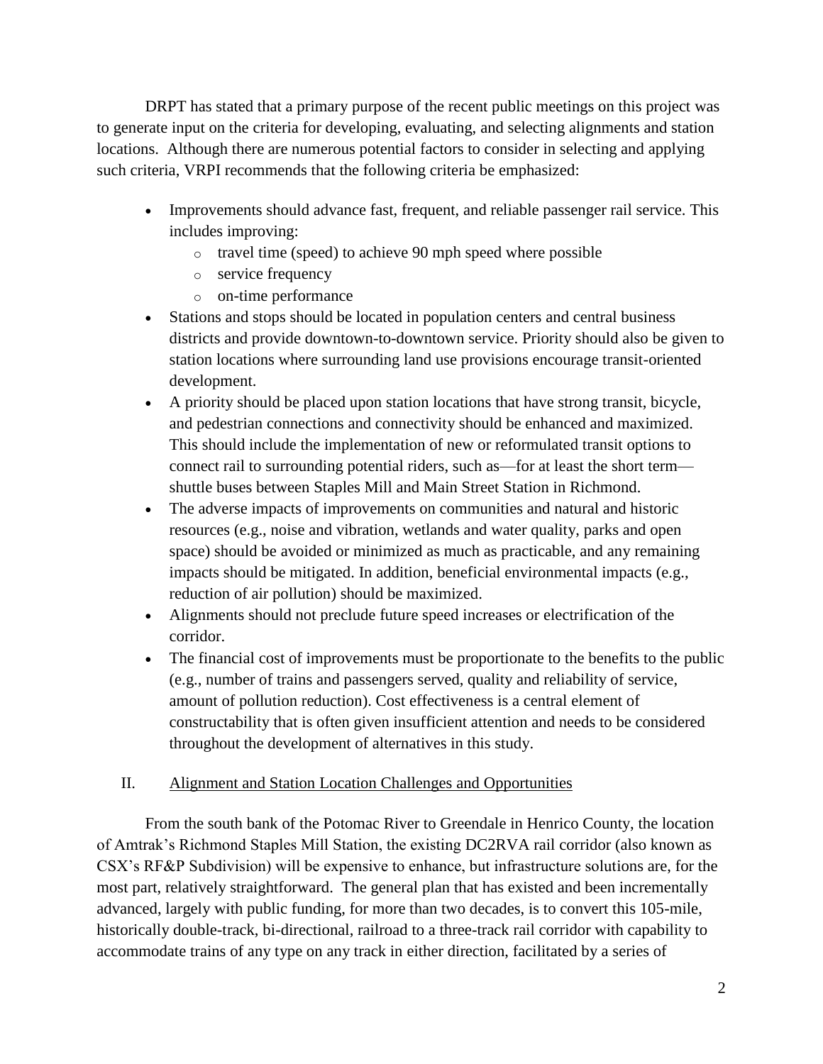DRPT has stated that a primary purpose of the recent public meetings on this project was to generate input on the criteria for developing, evaluating, and selecting alignments and station locations. Although there are numerous potential factors to consider in selecting and applying such criteria, VRPI recommends that the following criteria be emphasized:

- Improvements should advance fast, frequent, and reliable passenger rail service. This includes improving:
  - travel time (speed) to achieve 90 mph speed where possible
  - service frequency
  - on-time performance
- Stations and stops should be located in population centers and central business districts and provide downtown-to-downtown service. Priority should also be given to station locations where surrounding land use provisions encourage transit-oriented development.
- A priority should be placed upon station locations that have strong transit, bicycle, and pedestrian connections and connectivity should be enhanced and maximized. This should include the implementation of new or reformulated transit options to connect rail to surrounding potential riders, such as—for at least the short term—shuttle buses between Staples Mill and Main Street Station in Richmond.
- The adverse impacts of improvements on communities and natural and historic resources (e.g., noise and vibration, wetlands and water quality, parks and open space) should be avoided or minimized as much as practicable, and any remaining impacts should be mitigated. In addition, beneficial environmental impacts (e.g., reduction of air pollution) should be maximized.
- Alignments should not preclude future speed increases or electrification of the corridor.
- The financial cost of improvements must be proportionate to the benefits to the public (e.g., number of trains and passengers served, quality and reliability of service, amount of pollution reduction). Cost effectiveness is a central element of constructability that is often given insufficient attention and needs to be considered throughout the development of alternatives in this study.

## II. Alignment and Station Location Challenges and Opportunities

From the south bank of the Potomac River to Greendale in Henrico County, the location of Amtrak's Richmond Staples Mill Station, the existing DC2RVA rail corridor (also known as CSX's RF&P Subdivision) will be expensive to enhance, but infrastructure solutions are, for the most part, relatively straightforward. The general plan that has existed and been incrementally advanced, largely with public funding, for more than two decades, is to convert this 105-mile, historically double-track, bi-directional, railroad to a three-track rail corridor with capability to accommodate trains of any type on any track in either direction, facilitated by a series of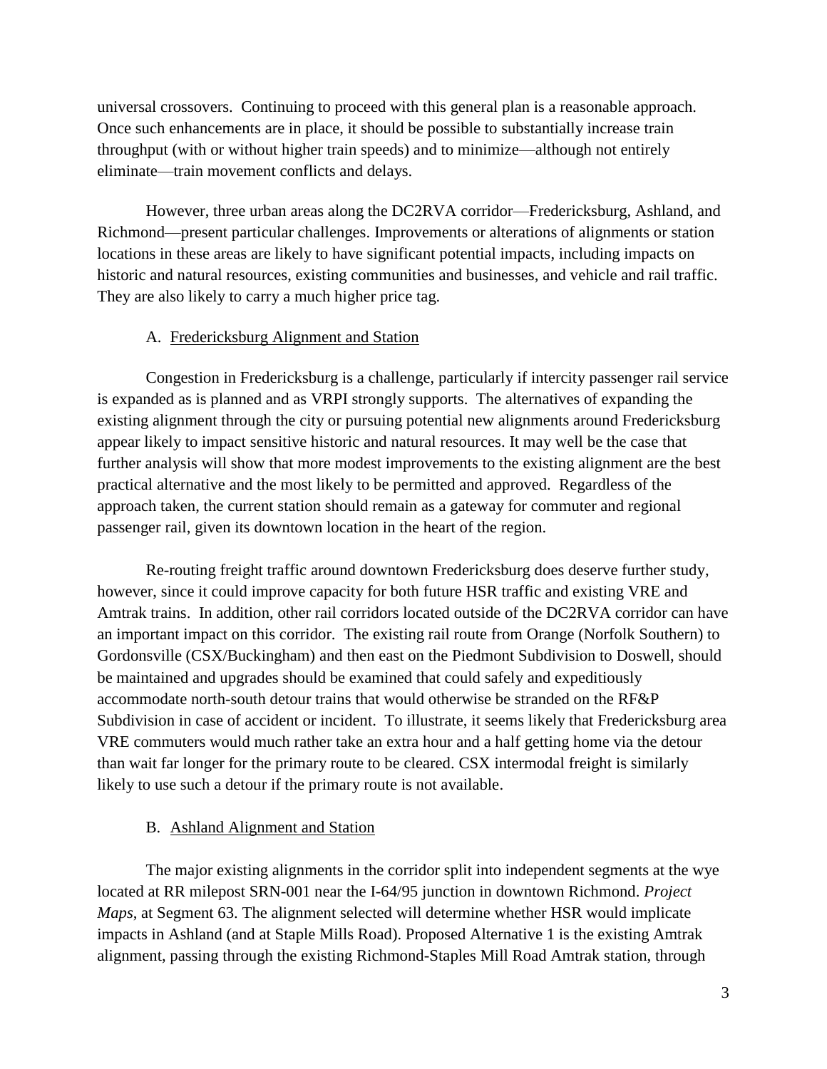universal crossovers. Continuing to proceed with this general plan is a reasonable approach. Once such enhancements are in place, it should be possible to substantially increase train throughput (with or without higher train speeds) and to minimize—although not entirely eliminate—train movement conflicts and delays.

However, three urban areas along the DC2RVA corridor—Fredericksburg, Ashland, and Richmond—present particular challenges. Improvements or alterations of alignments or station locations in these areas are likely to have significant potential impacts, including impacts on historic and natural resources, existing communities and businesses, and vehicle and rail traffic. They are also likely to carry a much higher price tag.

### A. Fredericksburg Alignment and Station

Congestion in Fredericksburg is a challenge, particularly if intercity passenger rail service is expanded as is planned and as VRPI strongly supports. The alternatives of expanding the existing alignment through the city or pursuing potential new alignments around Fredericksburg appear likely to impact sensitive historic and natural resources. It may well be the case that further analysis will show that more modest improvements to the existing alignment are the best practical alternative and the most likely to be permitted and approved. Regardless of the approach taken, the current station should remain as a gateway for commuter and regional passenger rail, given its downtown location in the heart of the region.

Re-routing freight traffic around downtown Fredericksburg does deserve further study, however, since it could improve capacity for both future HSR traffic and existing VRE and Amtrak trains. In addition, other rail corridors located outside of the DC2RVA corridor can have an important impact on this corridor. The existing rail route from Orange (Norfolk Southern) to Gordonsville (CSX/Buckingham) and then east on the Piedmont Subdivision to Doswell, should be maintained and upgrades should be examined that could safely and expeditiously accommodate north-south detour trains that would otherwise be stranded on the RF&P Subdivision in case of accident or incident. To illustrate, it seems likely that Fredericksburg area VRE commuters would much rather take an extra hour and a half getting home via the detour than wait far longer for the primary route to be cleared. CSX intermodal freight is similarly likely to use such a detour if the primary route is not available.

### B. Ashland Alignment and Station

The major existing alignments in the corridor split into independent segments at the wye located at RR milepost SRN-001 near the I-64/95 junction in downtown Richmond. *Project Maps*, at Segment 63. The alignment selected will determine whether HSR would implicate impacts in Ashland (and at Staple Mills Road). Proposed Alternative 1 is the existing Amtrak alignment, passing through the existing Richmond-Staples Mill Road Amtrak station, through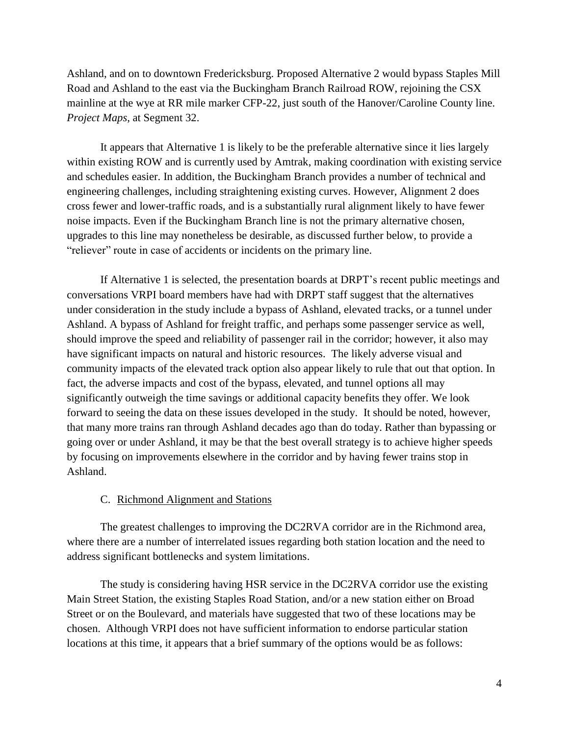Ashland, and on to downtown Fredericksburg. Proposed Alternative 2 would bypass Staples Mill Road and Ashland to the east via the Buckingham Branch Railroad ROW, rejoining the CSX mainline at the wye at RR mile marker CFP-22, just south of the Hanover/Caroline County line. *Project Maps*, at Segment 32.

It appears that Alternative 1 is likely to be the preferable alternative since it lies largely within existing ROW and is currently used by Amtrak, making coordination with existing service and schedules easier. In addition, the Buckingham Branch provides a number of technical and engineering challenges, including straightening existing curves. However, Alignment 2 does cross fewer and lower-traffic roads, and is a substantially rural alignment likely to have fewer noise impacts. Even if the Buckingham Branch line is not the primary alternative chosen, upgrades to this line may nonetheless be desirable, as discussed further below, to provide a "reliever" route in case of accidents or incidents on the primary line.

If Alternative 1 is selected, the presentation boards at DRPT's recent public meetings and conversations VRPI board members have had with DRPT staff suggest that the alternatives under consideration in the study include a bypass of Ashland, elevated tracks, or a tunnel under Ashland. A bypass of Ashland for freight traffic, and perhaps some passenger service as well, should improve the speed and reliability of passenger rail in the corridor; however, it also may have significant impacts on natural and historic resources. The likely adverse visual and community impacts of the elevated track option also appear likely to rule that out that option. In fact, the adverse impacts and cost of the bypass, elevated, and tunnel options all may significantly outweigh the time savings or additional capacity benefits they offer. We look forward to seeing the data on these issues developed in the study. It should be noted, however, that many more trains ran through Ashland decades ago than do today. Rather than bypassing or going over or under Ashland, it may be that the best overall strategy is to achieve higher speeds by focusing on improvements elsewhere in the corridor and by having fewer trains stop in Ashland.

### C. Richmond Alignment and Stations

The greatest challenges to improving the DC2RVA corridor are in the Richmond area, where there are a number of interrelated issues regarding both station location and the need to address significant bottlenecks and system limitations.

The study is considering having HSR service in the DC2RVA corridor use the existing Main Street Station, the existing Staples Road Station, and/or a new station either on Broad Street or on the Boulevard, and materials have suggested that two of these locations may be chosen. Although VRPI does not have sufficient information to endorse particular station locations at this time, it appears that a brief summary of the options would be as follows: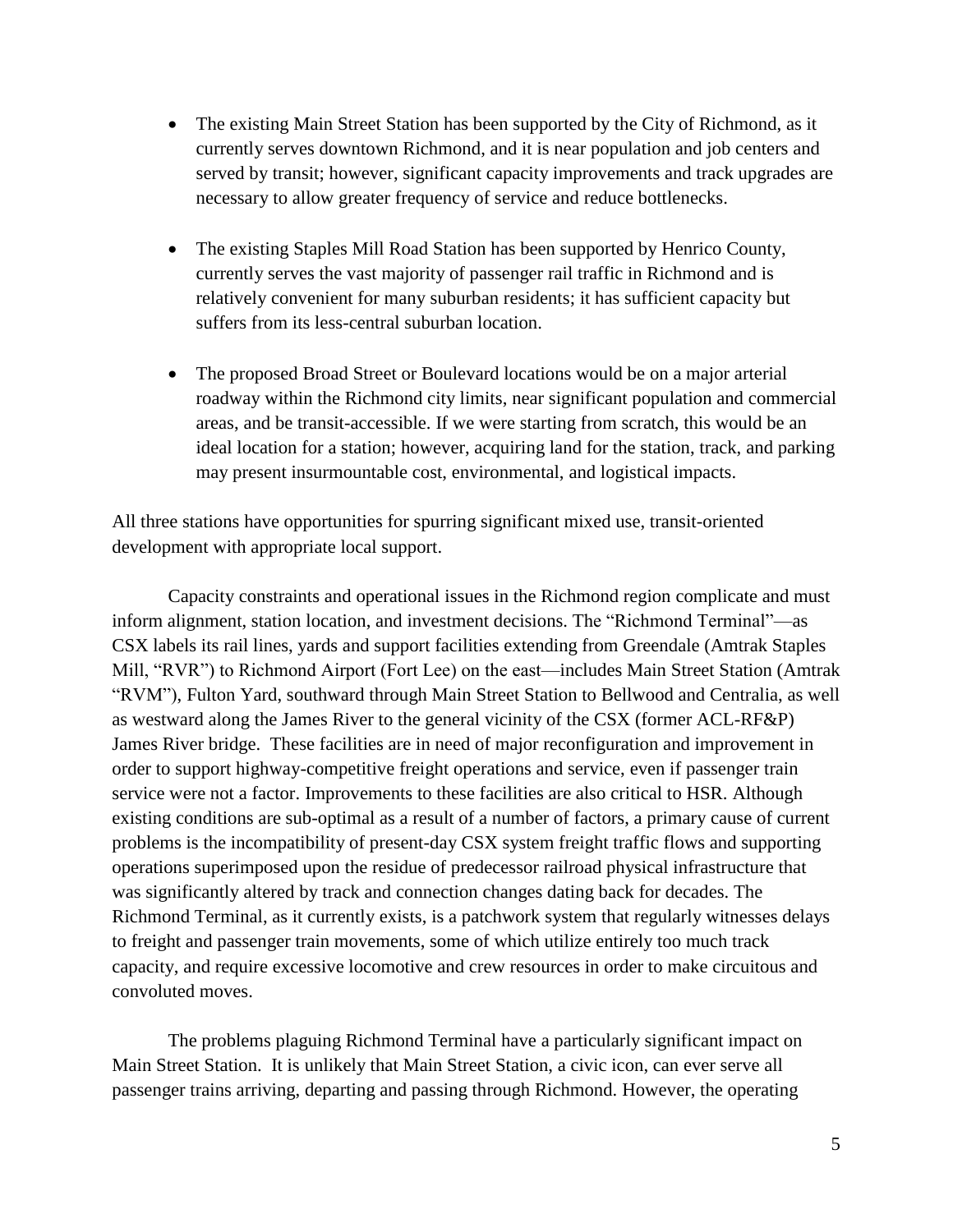- The existing Main Street Station has been supported by the City of Richmond, as it currently serves downtown Richmond, and it is near population and job centers and served by transit; however, significant capacity improvements and track upgrades are necessary to allow greater frequency of service and reduce bottlenecks.

- The existing Staples Mill Road Station has been supported by Henrico County, currently serves the vast majority of passenger rail traffic in Richmond and is relatively convenient for many suburban residents; it has sufficient capacity but suffers from its less-central suburban location.

- The proposed Broad Street or Boulevard locations would be on a major arterial roadway within the Richmond city limits, near significant population and commercial areas, and be transit-accessible. If we were starting from scratch, this would be an ideal location for a station; however, acquiring land for the station, track, and parking may present insurmountable cost, environmental, and logistical impacts.

All three stations have opportunities for spurring significant mixed use, transit-oriented development with appropriate local support.

Capacity constraints and operational issues in the Richmond region complicate and must inform alignment, station location, and investment decisions. The "Richmond Terminal"—as CSX labels its rail lines, yards and support facilities extending from Greendale (Amtrak Staples Mill, "RVR") to Richmond Airport (Fort Lee) on the east—includes Main Street Station (Amtrak "RVM"), Fulton Yard, southward through Main Street Station to Bellwood and Centralia, as well as westward along the James River to the general vicinity of the CSX (former ACL-RF&P) James River bridge. These facilities are in need of major reconfiguration and improvement in order to support highway-competitive freight operations and service, even if passenger train service were not a factor. Improvements to these facilities are also critical to HSR. Although existing conditions are sub-optimal as a result of a number of factors, a primary cause of current problems is the incompatibility of present-day CSX system freight traffic flows and supporting operations superimposed upon the residue of predecessor railroad physical infrastructure that was significantly altered by track and connection changes dating back for decades. The Richmond Terminal, as it currently exists, is a patchwork system that regularly witnesses delays to freight and passenger train movements, some of which utilize entirely too much track capacity, and require excessive locomotive and crew resources in order to make circuitous and convoluted moves.

The problems plaguing Richmond Terminal have a particularly significant impact on Main Street Station. It is unlikely that Main Street Station, a civic icon, can ever serve all passenger trains arriving, departing and passing through Richmond. However, the operating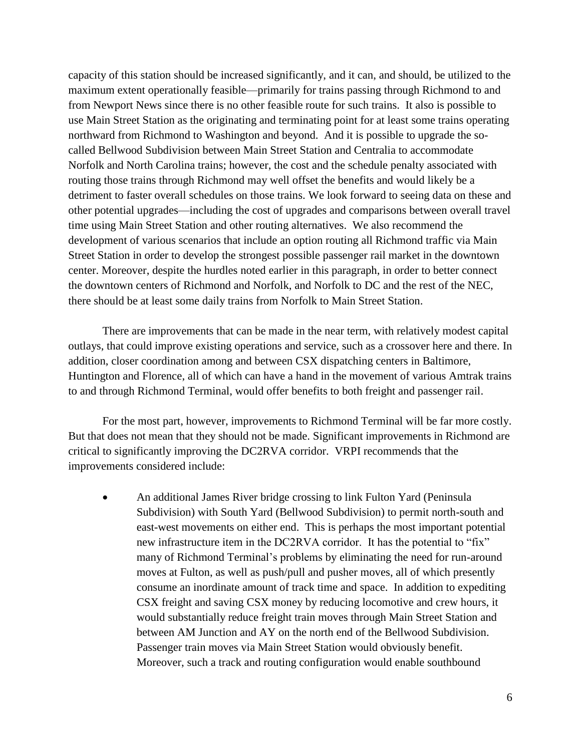capacity of this station should be increased significantly, and it can, and should, be utilized to the maximum extent operationally feasible—primarily for trains passing through Richmond to and from Newport News since there is no other feasible route for such trains. It also is possible to use Main Street Station as the originating and terminating point for at least some trains operating northward from Richmond to Washington and beyond. And it is possible to upgrade the so-called Bellwood Subdivision between Main Street Station and Centralia to accommodate Norfolk and North Carolina trains; however, the cost and the schedule penalty associated with routing those trains through Richmond may well offset the benefits and would likely be a detriment to faster overall schedules on those trains. We look forward to seeing data on these and other potential upgrades—including the cost of upgrades and comparisons between overall travel time using Main Street Station and other routing alternatives. We also recommend the development of various scenarios that include an option routing all Richmond traffic via Main Street Station in order to develop the strongest possible passenger rail market in the downtown center. Moreover, despite the hurdles noted earlier in this paragraph, in order to better connect the downtown centers of Richmond and Norfolk, and Norfolk to DC and the rest of the NEC, there should be at least some daily trains from Norfolk to Main Street Station.

There are improvements that can be made in the near term, with relatively modest capital outlays, that could improve existing operations and service, such as a crossover here and there. In addition, closer coordination among and between CSX dispatching centers in Baltimore, Huntington and Florence, all of which can have a hand in the movement of various Amtrak trains to and through Richmond Terminal, would offer benefits to both freight and passenger rail.

For the most part, however, improvements to Richmond Terminal will be far more costly. But that does not mean that they should not be made. Significant improvements in Richmond are critical to significantly improving the DC2RVA corridor. VRPI recommends that the improvements considered include:

- An additional James River bridge crossing to link Fulton Yard (Peninsula Subdivision) with South Yard (Bellwood Subdivision) to permit north-south and east-west movements on either end. This is perhaps the most important potential new infrastructure item in the DC2RVA corridor. It has the potential to "fix" many of Richmond Terminal's problems by eliminating the need for run-around moves at Fulton, as well as push/pull and pusher moves, all of which presently consume an inordinate amount of track time and space. In addition to expediting CSX freight and saving CSX money by reducing locomotive and crew hours, it would substantially reduce freight train moves through Main Street Station and between AM Junction and AY on the north end of the Bellwood Subdivision. Passenger train moves via Main Street Station would obviously benefit. Moreover, such a track and routing configuration would enable southbound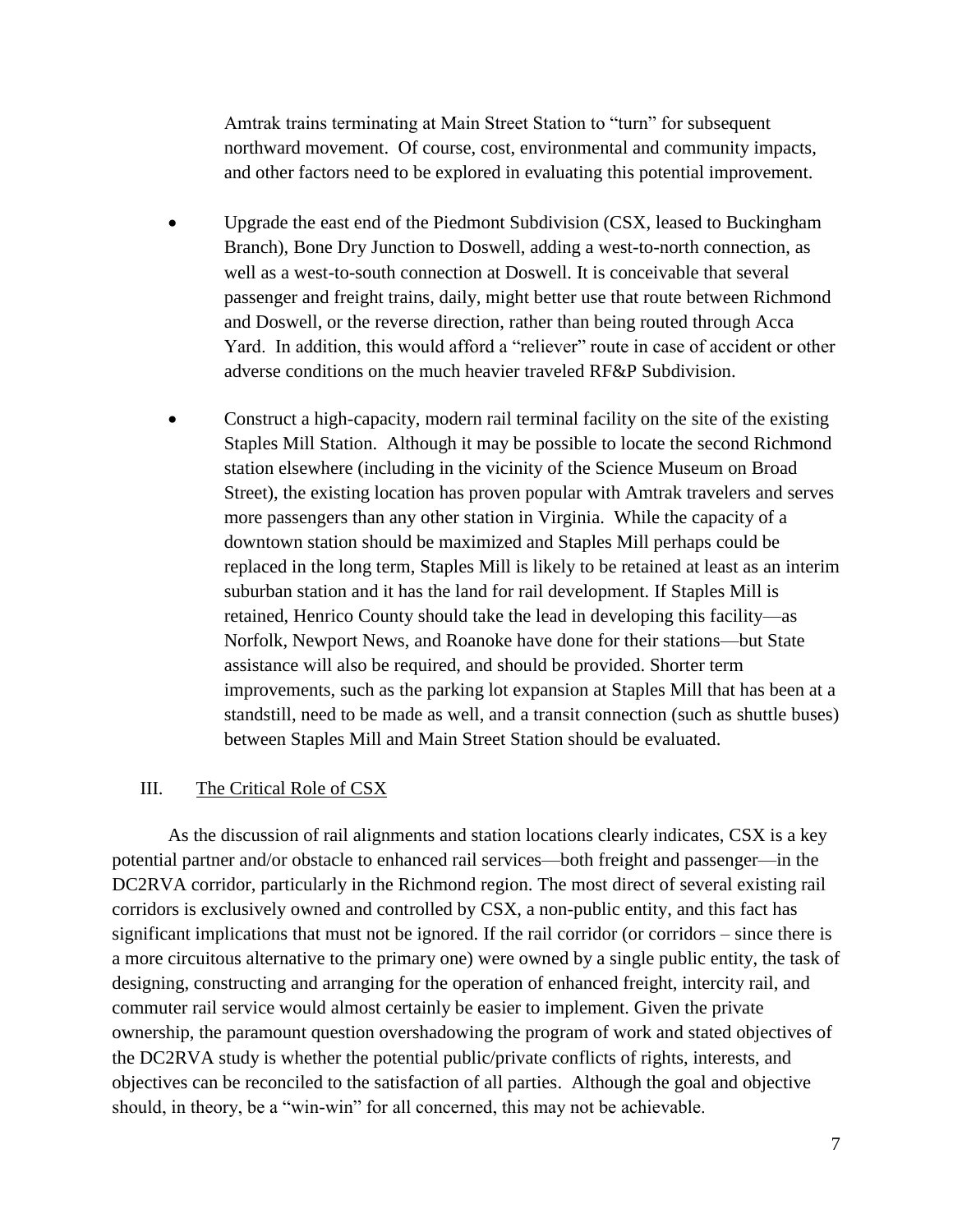Amtrak trains terminating at Main Street Station to "turn" for subsequent northward movement. Of course, cost, environmental and community impacts, and other factors need to be explored in evaluating this potential improvement.

- Upgrade the east end of the Piedmont Subdivision (CSX, leased to Buckingham Branch), Bone Dry Junction to Doswell, adding a west-to-north connection, as well as a west-to-south connection at Doswell. It is conceivable that several passenger and freight trains, daily, might better use that route between Richmond and Doswell, or the reverse direction, rather than being routed through Acca Yard. In addition, this would afford a "reliever" route in case of accident or other adverse conditions on the much heavier traveled RF&P Subdivision.

- Construct a high-capacity, modern rail terminal facility on the site of the existing Staples Mill Station. Although it may be possible to locate the second Richmond station elsewhere (including in the vicinity of the Science Museum on Broad Street), the existing location has proven popular with Amtrak travelers and serves more passengers than any other station in Virginia. While the capacity of a downtown station should be maximized and Staples Mill perhaps could be replaced in the long term, Staples Mill is likely to be retained at least as an interim suburban station and it has the land for rail development. If Staples Mill is retained, Henrico County should take the lead in developing this facility—as Norfolk, Newport News, and Roanoke have done for their stations—but State assistance will also be required, and should be provided. Shorter term improvements, such as the parking lot expansion at Staples Mill that has been at a standstill, need to be made as well, and a transit connection (such as shuttle buses) between Staples Mill and Main Street Station should be evaluated.

## III. The Critical Role of CSX

As the discussion of rail alignments and station locations clearly indicates, CSX is a key potential partner and/or obstacle to enhanced rail services—both freight and passenger—in the DC2RVA corridor, particularly in the Richmond region. The most direct of several existing rail corridors is exclusively owned and controlled by CSX, a non-public entity, and this fact has significant implications that must not be ignored. If the rail corridor (or corridors – since there is a more circuitous alternative to the primary one) were owned by a single public entity, the task of designing, constructing and arranging for the operation of enhanced freight, intercity rail, and commuter rail service would almost certainly be easier to implement. Given the private ownership, the paramount question overshadowing the program of work and stated objectives of the DC2RVA study is whether the potential public/private conflicts of rights, interests, and objectives can be reconciled to the satisfaction of all parties. Although the goal and objective should, in theory, be a "win-win" for all concerned, this may not be achievable.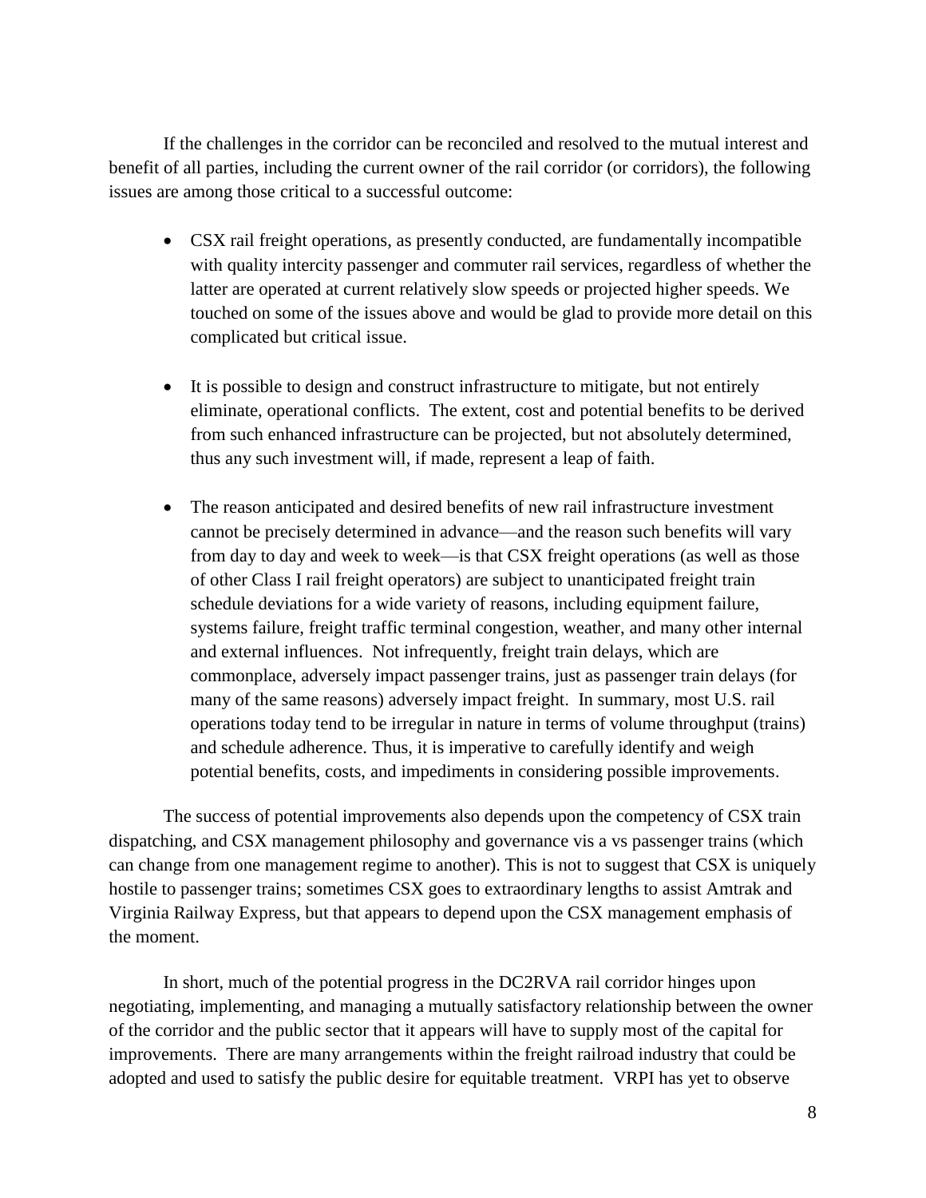If the challenges in the corridor can be reconciled and resolved to the mutual interest and benefit of all parties, including the current owner of the rail corridor (or corridors), the following issues are among those critical to a successful outcome:

- CSX rail freight operations, as presently conducted, are fundamentally incompatible with quality intercity passenger and commuter rail services, regardless of whether the latter are operated at current relatively slow speeds or projected higher speeds. We touched on some of the issues above and would be glad to provide more detail on this complicated but critical issue.

- It is possible to design and construct infrastructure to mitigate, but not entirely eliminate, operational conflicts. The extent, cost and potential benefits to be derived from such enhanced infrastructure can be projected, but not absolutely determined, thus any such investment will, if made, represent a leap of faith.

- The reason anticipated and desired benefits of new rail infrastructure investment cannot be precisely determined in advance—and the reason such benefits will vary from day to day and week to week—is that CSX freight operations (as well as those of other Class I rail freight operators) are subject to unanticipated freight train schedule deviations for a wide variety of reasons, including equipment failure, systems failure, freight traffic terminal congestion, weather, and many other internal and external influences. Not infrequently, freight train delays, which are commonplace, adversely impact passenger trains, just as passenger train delays (for many of the same reasons) adversely impact freight. In summary, most U.S. rail operations today tend to be irregular in nature in terms of volume throughput (trains) and schedule adherence. Thus, it is imperative to carefully identify and weigh potential benefits, costs, and impediments in considering possible improvements.

The success of potential improvements also depends upon the competency of CSX train dispatching, and CSX management philosophy and governance vis a vs passenger trains (which can change from one management regime to another). This is not to suggest that CSX is uniquely hostile to passenger trains; sometimes CSX goes to extraordinary lengths to assist Amtrak and Virginia Railway Express, but that appears to depend upon the CSX management emphasis of the moment.

In short, much of the potential progress in the DC2RVA rail corridor hinges upon negotiating, implementing, and managing a mutually satisfactory relationship between the owner of the corridor and the public sector that it appears will have to supply most of the capital for improvements. There are many arrangements within the freight railroad industry that could be adopted and used to satisfy the public desire for equitable treatment. VRPI has yet to observe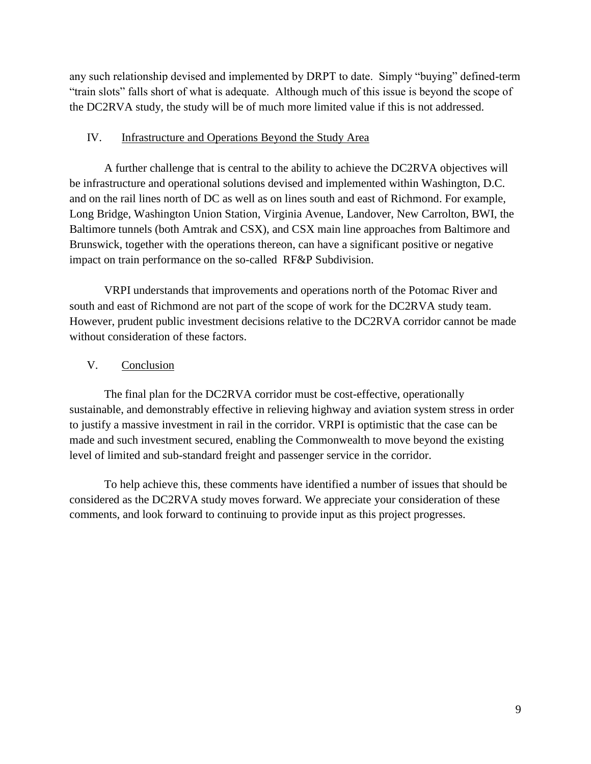any such relationship devised and implemented by DRPT to date. Simply "buying" defined-term "train slots" falls short of what is adequate. Although much of this issue is beyond the scope of the DC2RVA study, the study will be of much more limited value if this is not addressed.

## IV. Infrastructure and Operations Beyond the Study Area

A further challenge that is central to the ability to achieve the DC2RVA objectives will be infrastructure and operational solutions devised and implemented within Washington, D.C. and on the rail lines north of DC as well as on lines south and east of Richmond. For example, Long Bridge, Washington Union Station, Virginia Avenue, Landover, New Carrolton, BWI, the Baltimore tunnels (both Amtrak and CSX), and CSX main line approaches from Baltimore and Brunswick, together with the operations thereon, can have a significant positive or negative impact on train performance on the so-called RF&P Subdivision.

VRPI understands that improvements and operations north of the Potomac River and south and east of Richmond are not part of the scope of work for the DC2RVA study team. However, prudent public investment decisions relative to the DC2RVA corridor cannot be made without consideration of these factors.

## V. Conclusion

The final plan for the DC2RVA corridor must be cost-effective, operationally sustainable, and demonstrably effective in relieving highway and aviation system stress in order to justify a massive investment in rail in the corridor. VRPI is optimistic that the case can be made and such investment secured, enabling the Commonwealth to move beyond the existing level of limited and sub-standard freight and passenger service in the corridor.

To help achieve this, these comments have identified a number of issues that should be considered as the DC2RVA study moves forward. We appreciate your consideration of these comments, and look forward to continuing to provide input as this project progresses.